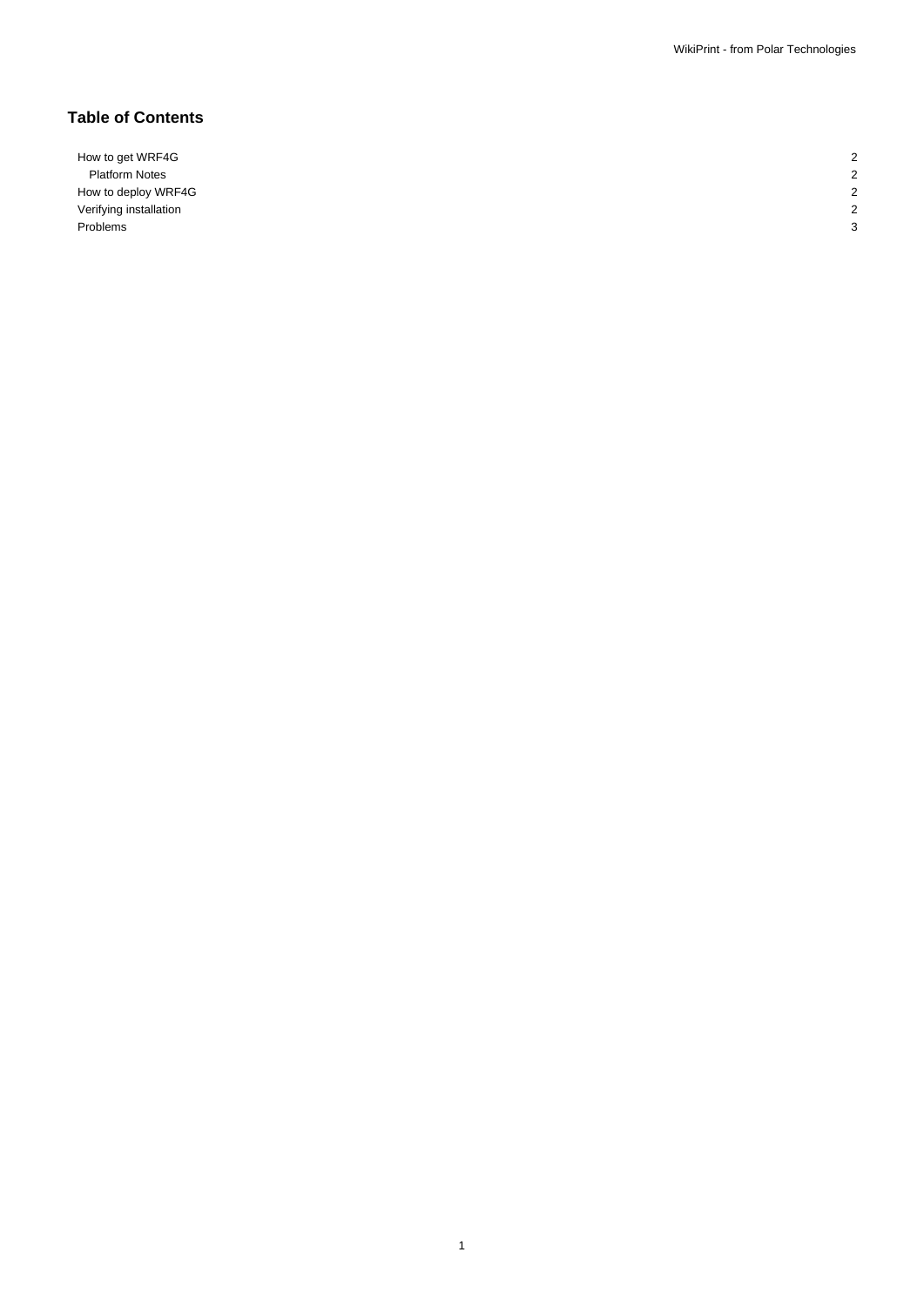## Table of Contents

| | |
|---|---|
| How to get WRF4G | 2 |
| Platform Notes | 2 |
| How to deploy WRF4G | 2 |
| Verifying installation | 2 |
| Problems | 3 |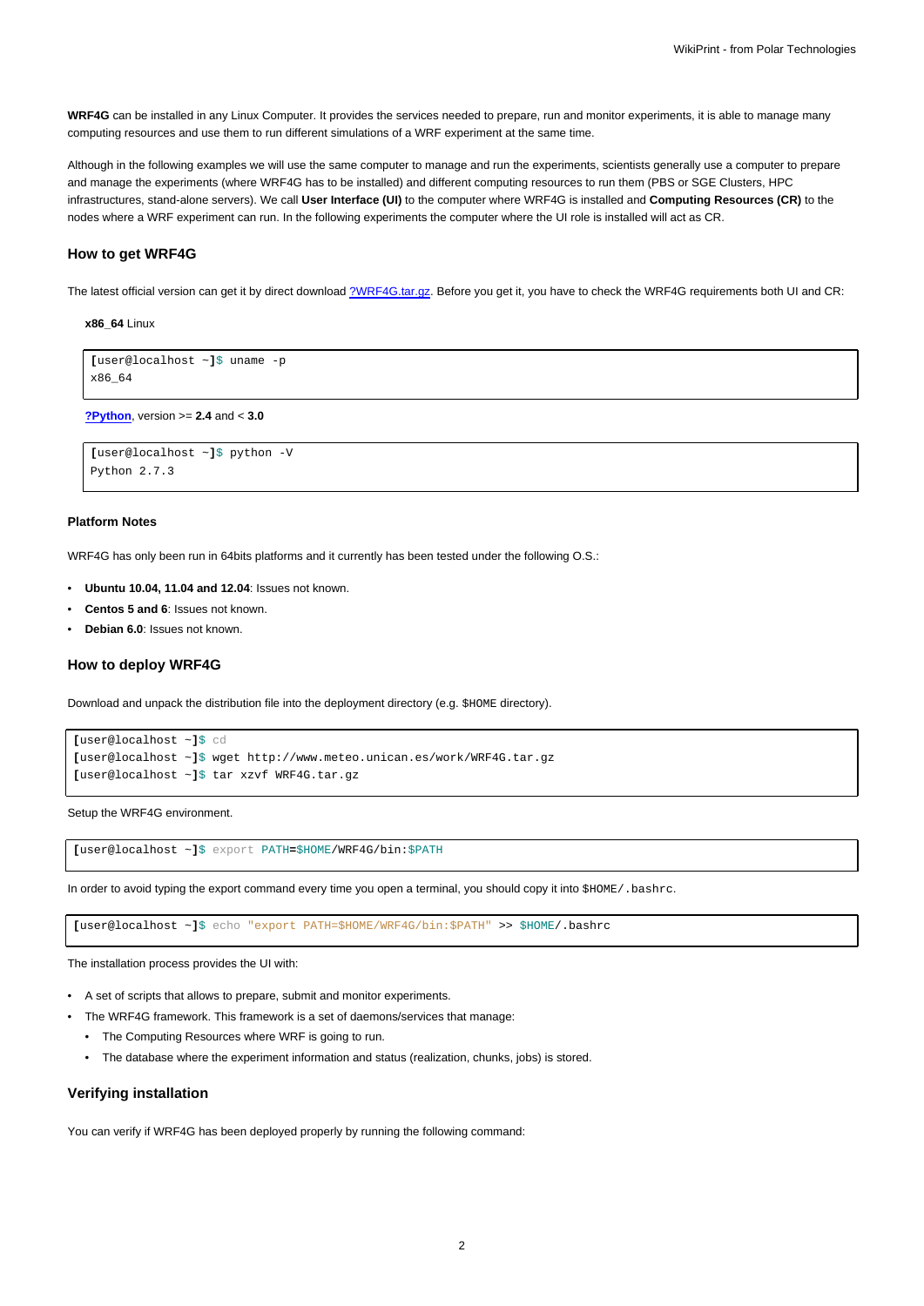**WRF4G** can be installed in any Linux Computer. It provides the services needed to prepare, run and monitor experiments, it is able to manage many computing resources and use them to run different simulations of a WRF experiment at the same time.

Although in the following examples we will use the same computer to manage and run the experiments, scientists generally use a computer to prepare and manage the experiments (where WRF4G has to be installed) and different computing resources to run them (PBS or SGE Clusters, HPC infrastructures, stand-alone servers). We call **User Interface (UI)** to the computer where WRF4G is installed and **Computing Resources (CR)** to the nodes where a WRF experiment can run. In the following experiments the computer where the UI role is installed will act as CR.

## How to get WRF4G

The latest official version can get it by direct download ?WRF4G.tar.gz. Before you get it, you have to check the WRF4G requirements both UI and CR:

**x86_64** Linux

```
[user@localhost ~]$ uname -p
x86_64
```

**?Python**, version >= **2.4** and < **3.0**

```
[user@localhost ~]$ python -V
Python 2.7.3
```

### Platform Notes

WRF4G has only been run in 64bits platforms and it currently has been tested under the following O.S.:

- **Ubuntu 10.04, 11.04 and 12.04**: Issues not known.
- **Centos 5 and 6**: Issues not known.
- **Debian 6.0**: Issues not known.

## How to deploy WRF4G

Download and unpack the distribution file into the deployment directory (e.g. `$HOME` directory).

```
[user@localhost ~]$ cd
[user@localhost ~]$ wget http://www.meteo.unican.es/work/WRF4G.tar.gz
[user@localhost ~]$ tar xzvf WRF4G.tar.gz
```

Setup the WRF4G environment.

```
[user@localhost ~]$ export PATH=$HOME/WRF4G/bin:$PATH
```

In order to avoid typing the export command every time you open a terminal, you should copy it into `$HOME/.bashrc`.

```
[user@localhost ~]$ echo "export PATH=$HOME/WRF4G/bin:$PATH" >> $HOME/.bashrc
```

The installation process provides the UI with:

- A set of scripts that allows to prepare, submit and monitor experiments.
- The WRF4G framework. This framework is a set of daemons/services that manage:
  - The Computing Resources where WRF is going to run.
  - The database where the experiment information and status (realization, chunks, jobs) is stored.

## Verifying installation

You can verify if WRF4G has been deployed properly by running the following command: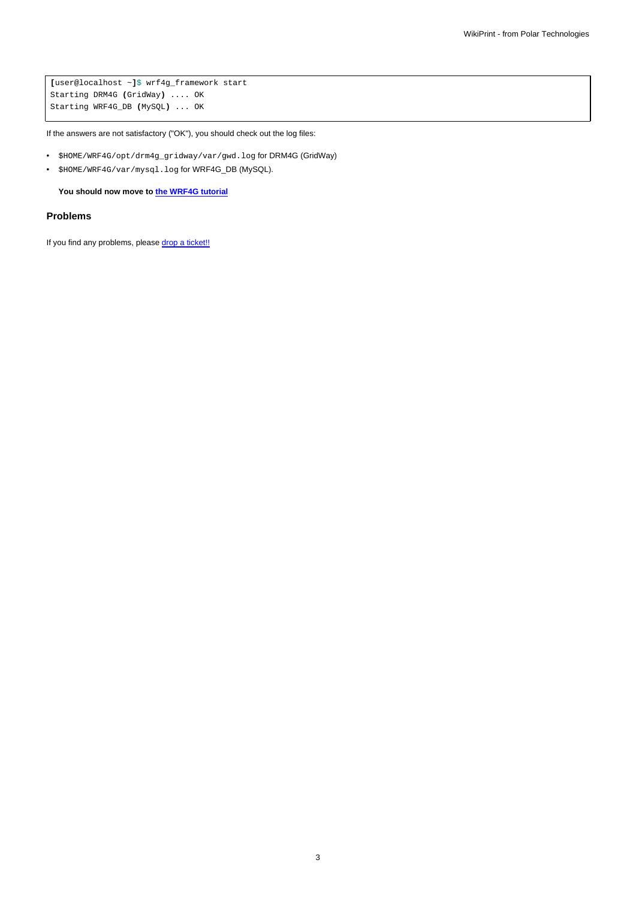```
[user@localhost ~]$ wrf4g_framework start
Starting DRM4G (GridWay) .... OK
Starting WRF4G_DB (MySQL) ... OK
```

If the answers are not satisfactory ("OK"), you should check out the log files:

- `$HOME/WRF4G/opt/drm4g_gridway/var/gwd.log` for DRM4G (GridWay)
- `$HOME/WRF4G/var/mysql.log` for WRF4G_DB (MySQL).

**You should now move to the WRF4G tutorial**

### Problems

If you find any problems, please drop a ticket!!